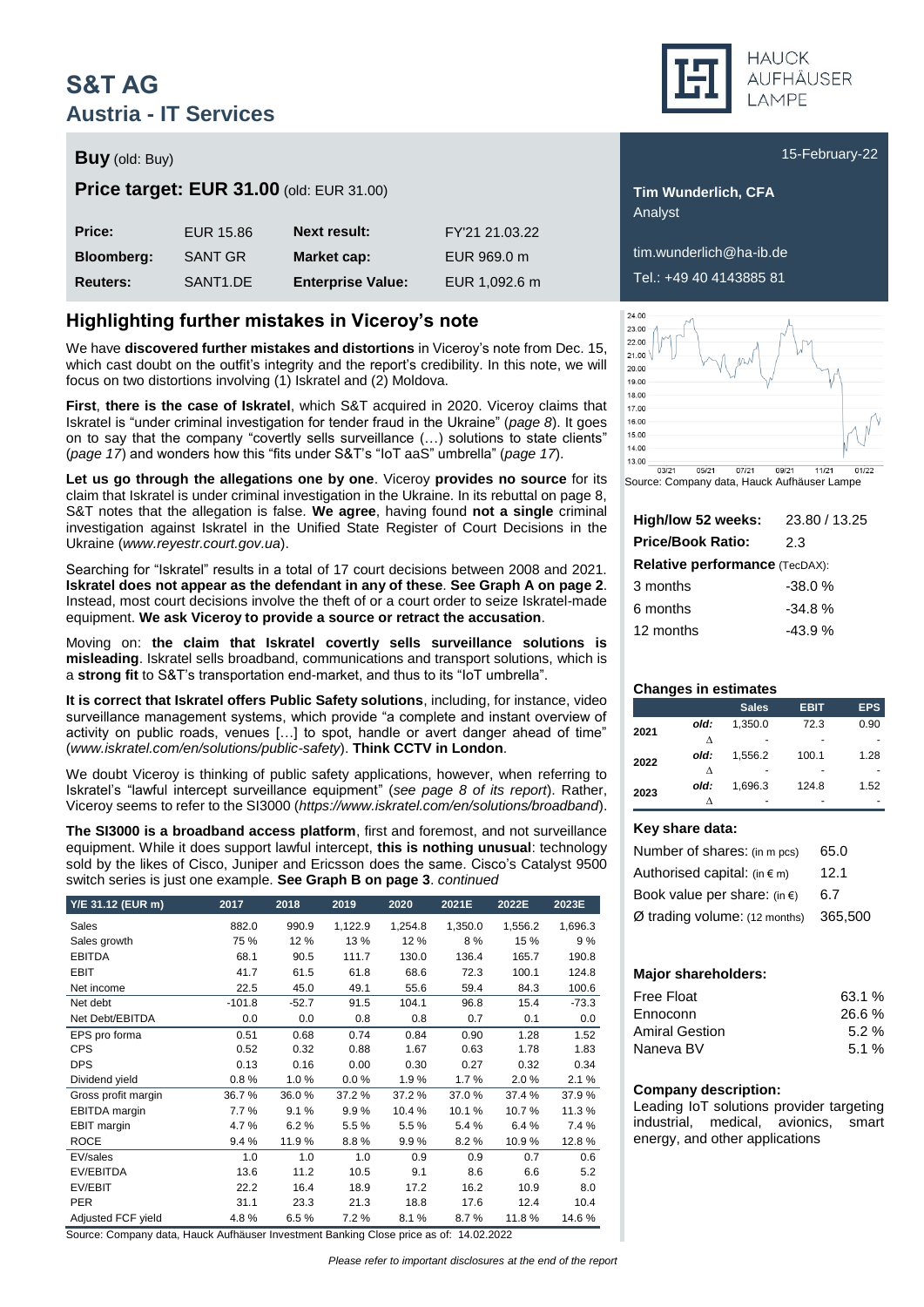# S&T AG
## Austria - IT Services

**Buy** (old: Buy)

**Price target: EUR 31.00** (old: EUR 31.00)

| | | | |
|---|---|---|---|
| **Price:** | EUR 15.86 | **Next result:** | FY'21 21.03.22 |
| **Bloomberg:** | SANT GR | **Market cap:** | EUR 969.0 m |
| **Reuters:** | SANT1.DE | **Enterprise Value:** | EUR 1,092.6 m |

15-February-22

**Tim Wunderlich, CFA**
Analyst

tim.wunderlich@ha-ib.de
Tel.: +49 40 4143885 81

## Highlighting further mistakes in Viceroy's note

We have **discovered further mistakes and distortions** in Viceroy's note from Dec. 15, which cast doubt on the outfit's integrity and the report's credibility. In this note, we will focus on two distortions involving (1) Iskratel and (2) Moldova.

**First**, **there is the case of Iskratel**, which S&T acquired in 2020. Viceroy claims that Iskratel is "under criminal investigation for tender fraud in the Ukraine" (*page 8*). It goes on to say that the company "covertly sells surveillance (…) solutions to state clients" (*page 17*) and wonders how this "fits under S&T's "IoT aaS" umbrella" (*page 17*).

**Let us go through the allegations one by one**. Viceroy **provides no source** for its claim that Iskratel is under criminal investigation in the Ukraine. In its rebuttal on page 8, S&T notes that the allegation is false. **We agree**, having found **not a single** criminal investigation against Iskratel in the Unified State Register of Court Decisions in the Ukraine (*www.reyestr.court.gov.ua*).

Searching for "Iskratel" results in a total of 17 court decisions between 2008 and 2021. **Iskratel does not appear as the defendant in any of these**. **See Graph A on page 2**. Instead, most court decisions involve the theft of or a court order to seize Iskratel-made equipment. **We ask Viceroy to provide a source or retract the accusation**.

Moving on: **the claim that Iskratel covertly sells surveillance solutions is misleading**. Iskratel sells broadband, communications and transport solutions, which is a **strong fit** to S&T's transportation end-market, and thus to its "IoT umbrella".

**It is correct that Iskratel offers Public Safety solutions**, including, for instance, video surveillance management systems, which provide "a complete and instant overview of activity on public roads, venues […] to spot, handle or avert danger ahead of time" (*www.iskratel.com/en/solutions/public-safety*). **Think CCTV in London**.

We doubt Viceroy is thinking of public safety applications, however, when referring to Iskratel's "lawful intercept surveillance equipment" (*see page 8 of its report*). Rather, Viceroy seems to refer to the SI3000 (*https://www.iskratel.com/en/solutions/broadband*).

**The SI3000 is a broadband access platform**, first and foremost, and not surveillance equipment. While it does support lawful intercept, **this is nothing unusual**: technology sold by the likes of Cisco, Juniper and Ericsson does the same. Cisco's Catalyst 9500 switch series is just one example. **See Graph B on page 3**. *continued*

| Y/E 31.12 (EUR m) | 2017 | 2018 | 2019 | 2020 | 2021E | 2022E | 2023E |
|---|---|---|---|---|---|---|---|
| Sales | 882.0 | 990.9 | 1,122.9 | 1,254.8 | 1,350.0 | 1,556.2 | 1,696.3 |
| Sales growth | 75 % | 12 % | 13 % | 12 % | 8 % | 15 % | 9 % |
| EBITDA | 68.1 | 90.5 | 111.7 | 130.0 | 136.4 | 165.7 | 190.8 |
| EBIT | 41.7 | 61.5 | 61.8 | 68.6 | 72.3 | 100.1 | 124.8 |
| Net income | 22.5 | 45.0 | 49.1 | 55.6 | 59.4 | 84.3 | 100.6 |
| Net debt | -101.8 | -52.7 | 91.5 | 104.1 | 96.8 | 15.4 | -73.3 |
| Net Debt/EBITDA | 0.0 | 0.0 | 0.8 | 0.8 | 0.7 | 0.1 | 0.0 |
| EPS pro forma | 0.51 | 0.68 | 0.74 | 0.84 | 0.90 | 1.28 | 1.52 |
| CPS | 0.52 | 0.32 | 0.88 | 1.67 | 0.63 | 1.78 | 1.83 |
| DPS | 0.13 | 0.16 | 0.00 | 0.30 | 0.27 | 0.32 | 0.34 |
| Dividend yield | 0.8 % | 1.0 % | 0.0 % | 1.9 % | 1.7 % | 2.0 % | 2.1 % |
| Gross profit margin | 36.7 % | 36.0 % | 37.2 % | 37.2 % | 37.0 % | 37.4 % | 37.9 % |
| EBITDA margin | 7.7 % | 9.1 % | 9.9 % | 10.4 % | 10.1 % | 10.7 % | 11.3 % |
| EBIT margin | 4.7 % | 6.2 % | 5.5 % | 5.5 % | 5.4 % | 6.4 % | 7.4 % |
| ROCE | 9.4 % | 11.9 % | 8.8 % | 9.9 % | 8.2 % | 10.9 % | 12.8 % |
| EV/sales | 1.0 | 1.0 | 1.0 | 0.9 | 0.9 | 0.7 | 0.6 |
| EV/EBITDA | 13.6 | 11.2 | 10.5 | 9.1 | 8.6 | 6.6 | 5.2 |
| EV/EBIT | 22.2 | 16.4 | 18.9 | 17.2 | 16.2 | 10.9 | 8.0 |
| PER | 31.1 | 23.3 | 21.3 | 18.8 | 17.6 | 12.4 | 10.4 |
| Adjusted FCF yield | 4.8 % | 6.5 % | 7.2 % | 8.1 % | 8.7 % | 11.8 % | 14.6 % |

Source: Company data, Hauck Aufhäuser Investment Banking Close price as of: 14.02.2022

Source: Company data, Hauck Aufhäuser Lampe

| | |
|---|---|
| **High/low 52 weeks:** | 23.80 / 13.25 |
| **Price/Book Ratio:** | 2.3 |
| **Relative performance** (TecDAX): | |
| 3 months | -38.0 % |
| 6 months | -34.8 % |
| 12 months | -43.9 % |

### Changes in estimates

| | | Sales | EBIT | EPS |
|---|---|---|---|---|
| 2021 | old: | 1,350.0 | 72.3 | 0.90 |
| | Δ | - | - | - |
| 2022 | old: | 1,556.2 | 100.1 | 1.28 |
| | Δ | - | - | - |
| 2023 | old: | 1,696.3 | 124.8 | 1.52 |
| | Δ | - | - | - |

### Key share data:

| | |
|---|---|
| Number of shares: (in m pcs) | 65.0 |
| Authorised capital: (in € m) | 12.1 |
| Book value per share: (in €) | 6.7 |
| Ø trading volume: (12 months) | 365,500 |

### Major shareholders:

| | |
|---|---|
| Free Float | 63.1 % |
| Ennoconn | 26.6 % |
| Amiral Gestion | 5.2 % |
| Naneva BV | 5.1 % |

### Company description:

Leading IoT solutions provider targeting industrial, medical, avionics, smart energy, and other applications

*Please refer to important disclosures at the end of the report*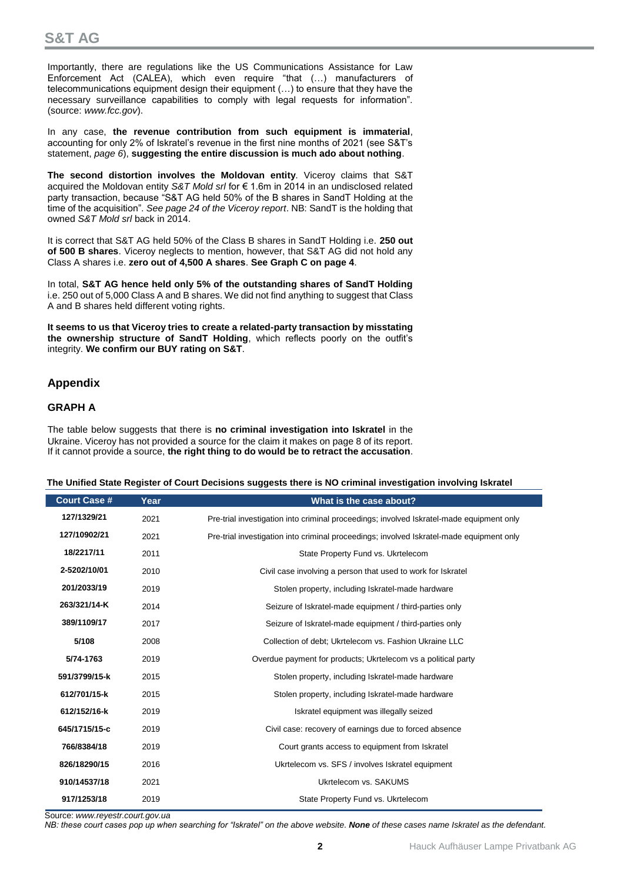Importantly, there are regulations like the US Communications Assistance for Law Enforcement Act (CALEA), which even require "that (…) manufacturers of telecommunications equipment design their equipment (…) to ensure that they have the necessary surveillance capabilities to comply with legal requests for information". (source: *www.fcc.gov*).

In any case, **the revenue contribution from such equipment is immaterial**, accounting for only 2% of Iskratel's revenue in the first nine months of 2021 (see S&T's statement, *page 6*), **suggesting the entire discussion is much ado about nothing**.

**The second distortion involves the Moldovan entity**. Viceroy claims that S&T acquired the Moldovan entity *S&T Mold srl* for € 1.6m in 2014 in an undisclosed related party transaction, because "S&T AG held 50% of the B shares in SandT Holding at the time of the acquisition". *See page 24 of the Viceroy report*. NB: SandT is the holding that owned *S&T Mold srl* back in 2014.

It is correct that S&T AG held 50% of the Class B shares in SandT Holding i.e. **250 out of 500 B shares**. Viceroy neglects to mention, however, that S&T AG did not hold any Class A shares i.e. **zero out of 4,500 A shares**. **See Graph C on page 4**.

In total, **S&T AG hence held only 5% of the outstanding shares of SandT Holding** i.e. 250 out of 5,000 Class A and B shares. We did not find anything to suggest that Class A and B shares held different voting rights.

**It seems to us that Viceroy tries to create a related-party transaction by misstating the ownership structure of SandT Holding**, which reflects poorly on the outfit's integrity. **We confirm our BUY rating on S&T**.

## Appendix

### GRAPH A

The table below suggests that there is **no criminal investigation into Iskratel** in the Ukraine. Viceroy has not provided a source for the claim it makes on page 8 of its report. If it cannot provide a source, **the right thing to do would be to retract the accusation**.

**The Unified State Register of Court Decisions suggests there is NO criminal investigation involving Iskratel**

| Court Case # | Year | What is the case about? |
|---|---|---|
| 127/1329/21 | 2021 | Pre-trial investigation into criminal proceedings; involved Iskratel-made equipment only |
| 127/10902/21 | 2021 | Pre-trial investigation into criminal proceedings; involved Iskratel-made equipment only |
| 18/2217/11 | 2011 | State Property Fund vs. Ukrtelecom |
| 2-5202/10/01 | 2010 | Civil case involving a person that used to work for Iskratel |
| 201/2033/19 | 2019 | Stolen property, including Iskratel-made hardware |
| 263/321/14-K | 2014 | Seizure of Iskratel-made equipment / third-parties only |
| 389/1109/17 | 2017 | Seizure of Iskratel-made equipment / third-parties only |
| 5/108 | 2008 | Collection of debt; Ukrtelecom vs. Fashion Ukraine LLC |
| 5/74-1763 | 2019 | Overdue payment for products; Ukrtelecom vs a political party |
| 591/3799/15-k | 2015 | Stolen property, including Iskratel-made hardware |
| 612/701/15-k | 2015 | Stolen property, including Iskratel-made hardware |
| 612/152/16-k | 2019 | Iskratel equipment was illegally seized |
| 645/1715/15-c | 2019 | Civil case: recovery of earnings due to forced absence |
| 766/8384/18 | 2019 | Court grants access to equipment from Iskratel |
| 826/18290/15 | 2016 | Ukrtelecom vs. SFS / involves Iskratel equipment |
| 910/14537/18 | 2021 | Ukrtelecom vs. SAKUMS |
| 917/1253/18 | 2019 | State Property Fund vs. Ukrtelecom |

Source: *www.reyestr.court.gov.ua*

*NB: these court cases pop up when searching for "Iskratel" on the above website. **None** of these cases name Iskratel as the defendant.*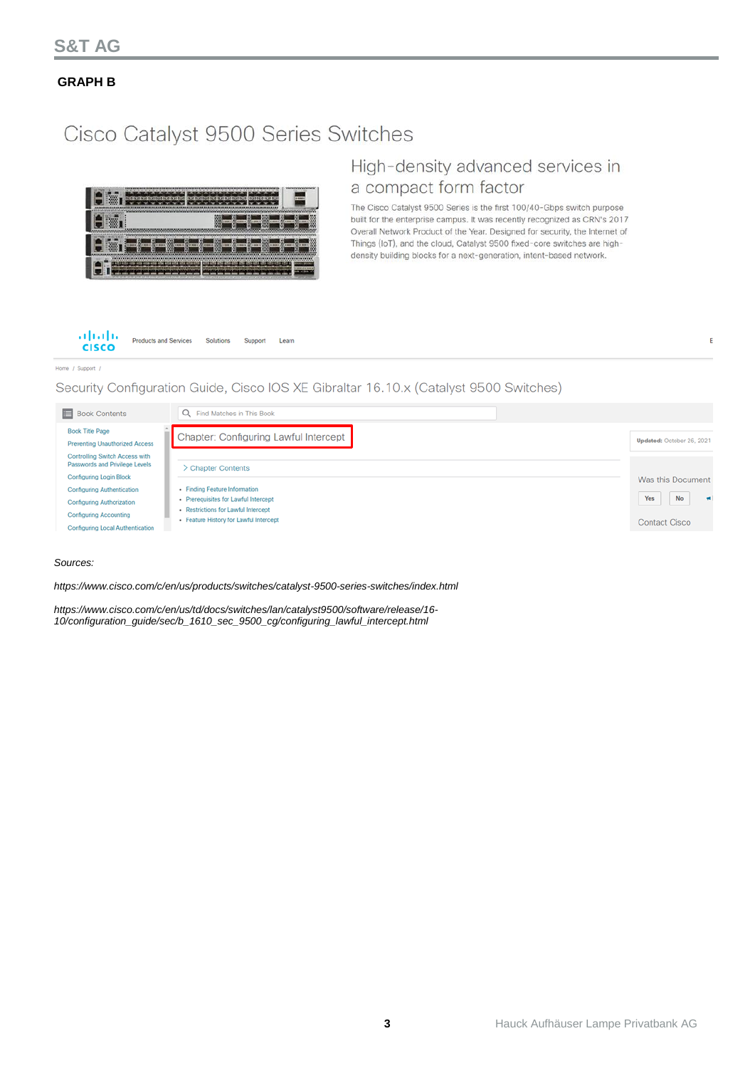## GRAPH B

# Cisco Catalyst 9500 Series Switches

## High-density advanced services in a compact form factor

The Cisco Catalyst 9500 Series is the first 100/40-Gbps switch purpose built for the enterprise campus. It was recently recognized as CRN's 2017 Overall Network Product of the Year. Designed for security, the Internet of Things (IoT), and the cloud, Catalyst 9500 fixed-core switches are high-density building blocks for a next-generation, intent-based network.

Products and Services   Solutions   Support   Learn

Home / Support /

Security Configuration Guide, Cisco IOS XE Gibraltar 16.10.x (Catalyst 9500 Switches)

Book Contents

Find Matches in This Book

- Book Title Page
- Preventing Unauthorized Access
- Controlling Switch Access with Passwords and Privilege Levels
- Configuring Login Block
- Configuring Authentication
- Configuring Authorization
- Configuring Accounting
- Configuring Local Authentication

Chapter: Configuring Lawful Intercept

> Chapter Contents

- Finding Feature Information
- Prerequisites for Lawful Intercept
- Restrictions for Lawful Intercept
- Feature History for Lawful Intercept

Updated: October 26, 2021

Was this Document

Yes   No

Contact Cisco

*Sources:*

*https://www.cisco.com/c/en/us/products/switches/catalyst-9500-series-switches/index.html*

*https://www.cisco.com/c/en/us/td/docs/switches/lan/catalyst9500/software/release/16-10/configuration_guide/sec/b_1610_sec_9500_cg/configuring_lawful_intercept.html*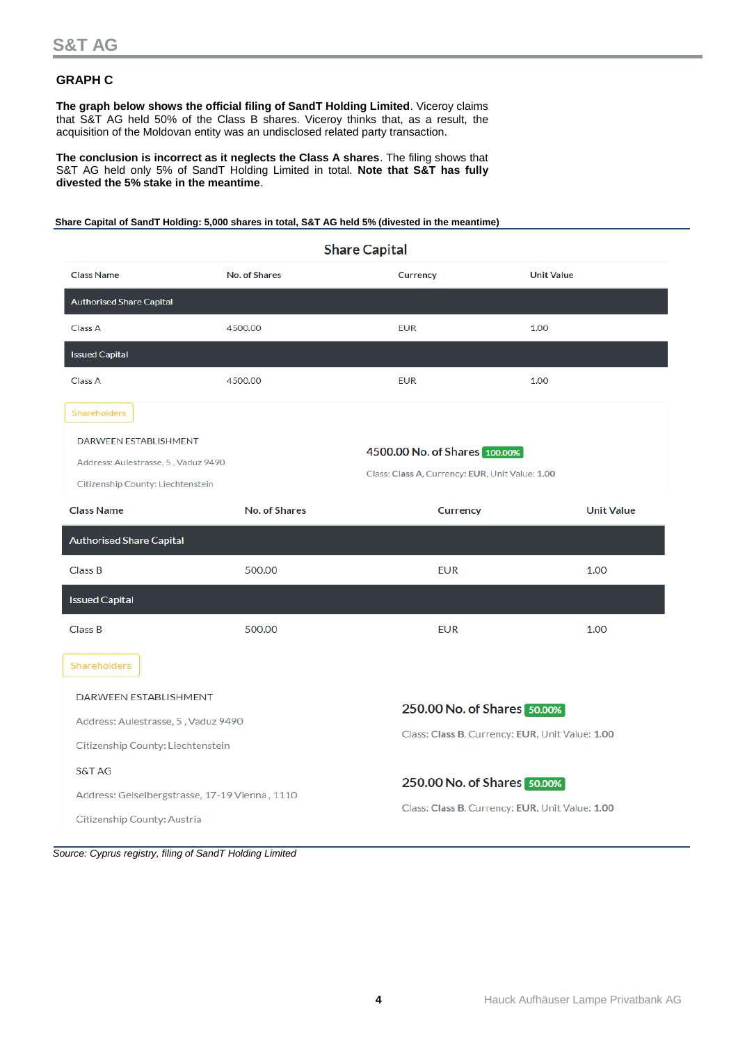## GRAPH C

**The graph below shows the official filing of SandT Holding Limited**. Viceroy claims that S&T AG held 50% of the Class B shares. Viceroy thinks that, as a result, the acquisition of the Moldovan entity was an undisclosed related party transaction.

**The conclusion is incorrect as it neglects the Class A shares**. The filing shows that S&T AG held only 5% of SandT Holding Limited in total. **Note that S&T has fully divested the 5% stake in the meantime**.

**Share Capital of SandT Holding: 5,000 shares in total, S&T AG held 5% (divested in the meantime)**

### Share Capital

| Class Name | No. of Shares | Currency | Unit Value |
|---|---|---|---|
| **Authorised Share Capital** | | | |
| Class A | 4500.00 | EUR | 1.00 |
| **Issued Capital** | | | |
| Class A | 4500.00 | EUR | 1.00 |

Shareholders

| Shareholder | Shares |
|---|---|
| DARWEEN ESTABLISHMENT<br>Address: Aulestrasse, 5 , Vaduz 9490<br>Citizenship County: Liechtenstein | 4500.00 No. of Shares 100.00%<br>Class: Class A, Currency: EUR, Unit Value: 1.00 |

| Class Name | No. of Shares | Currency | Unit Value |
|---|---|---|---|
| **Authorised Share Capital** | | | |
| Class B | 500.00 | EUR | 1.00 |
| **Issued Capital** | | | |
| Class B | 500.00 | EUR | 1.00 |

Shareholders

| Shareholder | Shares |
|---|---|
| DARWEEN ESTABLISHMENT<br>Address: Aulestrasse, 5 , Vaduz 9490<br>Citizenship County: Liechtenstein | 250.00 No. of Shares 50.00%<br>Class: Class B, Currency: EUR, Unit Value: 1.00 |
| S&T AG<br>Address: Geiselbergstrasse, 17-19 Vienna , 1110<br>Citizenship County: Austria | 250.00 No. of Shares 50.00%<br>Class: Class B, Currency: EUR, Unit Value: 1.00 |

*Source: Cyprus registry, filing of SandT Holding Limited*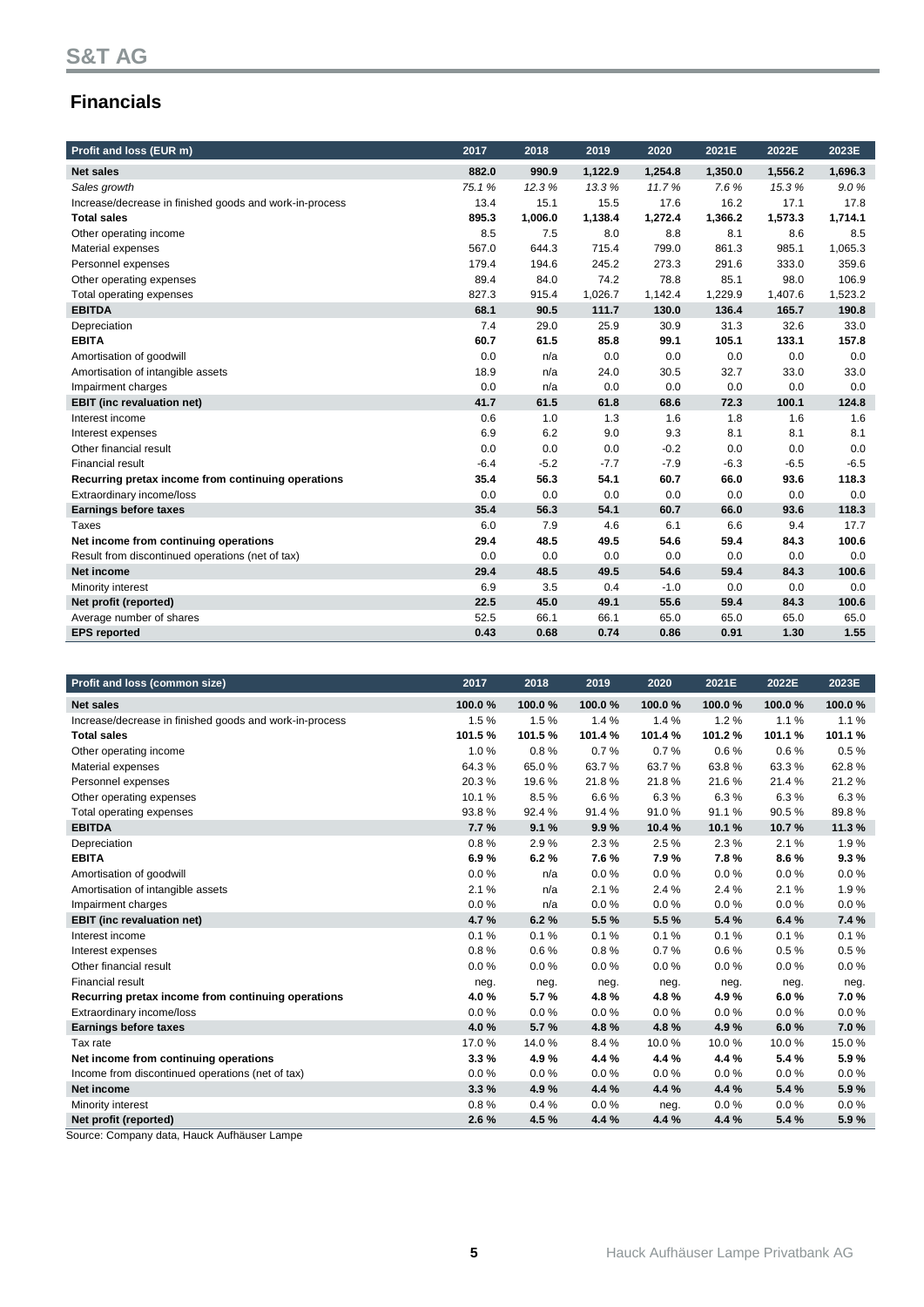# S&T AG

## Financials

| Profit and loss (EUR m) | 2017 | 2018 | 2019 | 2020 | 2021E | 2022E | 2023E |
|---|---|---|---|---|---|---|---|
| **Net sales** | **882.0** | **990.9** | **1,122.9** | **1,254.8** | **1,350.0** | **1,556.2** | **1,696.3** |
| *Sales growth* | *75.1 %* | *12.3 %* | *13.3 %* | *11.7 %* | *7.6 %* | *15.3 %* | *9.0 %* |
| Increase/decrease in finished goods and work-in-process | 13.4 | 15.1 | 15.5 | 17.6 | 16.2 | 17.1 | 17.8 |
| **Total sales** | **895.3** | **1,006.0** | **1,138.4** | **1,272.4** | **1,366.2** | **1,573.3** | **1,714.1** |
| Other operating income | 8.5 | 7.5 | 8.0 | 8.8 | 8.1 | 8.6 | 8.5 |
| Material expenses | 567.0 | 644.3 | 715.4 | 799.0 | 861.3 | 985.1 | 1,065.3 |
| Personnel expenses | 179.4 | 194.6 | 245.2 | 273.3 | 291.6 | 333.0 | 359.6 |
| Other operating expenses | 89.4 | 84.0 | 74.2 | 78.8 | 85.1 | 98.0 | 106.9 |
| Total operating expenses | 827.3 | 915.4 | 1,026.7 | 1,142.4 | 1,229.9 | 1,407.6 | 1,523.2 |
| **EBITDA** | **68.1** | **90.5** | **111.7** | **130.0** | **136.4** | **165.7** | **190.8** |
| Depreciation | 7.4 | 29.0 | 25.9 | 30.9 | 31.3 | 32.6 | 33.0 |
| **EBITA** | **60.7** | **61.5** | **85.8** | **99.1** | **105.1** | **133.1** | **157.8** |
| Amortisation of goodwill | 0.0 | n/a | 0.0 | 0.0 | 0.0 | 0.0 | 0.0 |
| Amortisation of intangible assets | 18.9 | n/a | 24.0 | 30.5 | 32.7 | 33.0 | 33.0 |
| Impairment charges | 0.0 | n/a | 0.0 | 0.0 | 0.0 | 0.0 | 0.0 |
| **EBIT (inc revaluation net)** | **41.7** | **61.5** | **61.8** | **68.6** | **72.3** | **100.1** | **124.8** |
| Interest income | 0.6 | 1.0 | 1.3 | 1.6 | 1.8 | 1.6 | 1.6 |
| Interest expenses | 6.9 | 6.2 | 9.0 | 9.3 | 8.1 | 8.1 | 8.1 |
| Other financial result | 0.0 | 0.0 | 0.0 | -0.2 | 0.0 | 0.0 | 0.0 |
| Financial result | -6.4 | -5.2 | -7.7 | -7.9 | -6.3 | -6.5 | -6.5 |
| **Recurring pretax income from continuing operations** | **35.4** | **56.3** | **54.1** | **60.7** | **66.0** | **93.6** | **118.3** |
| Extraordinary income/loss | 0.0 | 0.0 | 0.0 | 0.0 | 0.0 | 0.0 | 0.0 |
| **Earnings before taxes** | **35.4** | **56.3** | **54.1** | **60.7** | **66.0** | **93.6** | **118.3** |
| Taxes | 6.0 | 7.9 | 4.6 | 6.1 | 6.6 | 9.4 | 17.7 |
| **Net income from continuing operations** | **29.4** | **48.5** | **49.5** | **54.6** | **59.4** | **84.3** | **100.6** |
| Result from discontinued operations (net of tax) | 0.0 | 0.0 | 0.0 | 0.0 | 0.0 | 0.0 | 0.0 |
| **Net income** | **29.4** | **48.5** | **49.5** | **54.6** | **59.4** | **84.3** | **100.6** |
| Minority interest | 6.9 | 3.5 | 0.4 | -1.0 | 0.0 | 0.0 | 0.0 |
| **Net profit (reported)** | **22.5** | **45.0** | **49.1** | **55.6** | **59.4** | **84.3** | **100.6** |
| Average number of shares | 52.5 | 66.1 | 66.1 | 65.0 | 65.0 | 65.0 | 65.0 |
| **EPS reported** | **0.43** | **0.68** | **0.74** | **0.86** | **0.91** | **1.30** | **1.55** |

| Profit and loss (common size) | 2017 | 2018 | 2019 | 2020 | 2021E | 2022E | 2023E |
|---|---|---|---|---|---|---|---|
| **Net sales** | **100.0 %** | **100.0 %** | **100.0 %** | **100.0 %** | **100.0 %** | **100.0 %** | **100.0 %** |
| Increase/decrease in finished goods and work-in-process | 1.5 % | 1.5 % | 1.4 % | 1.4 % | 1.2 % | 1.1 % | 1.1 % |
| **Total sales** | **101.5 %** | **101.5 %** | **101.4 %** | **101.4 %** | **101.2 %** | **101.1 %** | **101.1 %** |
| Other operating income | 1.0 % | 0.8 % | 0.7 % | 0.7 % | 0.6 % | 0.6 % | 0.5 % |
| Material expenses | 64.3 % | 65.0 % | 63.7 % | 63.7 % | 63.8 % | 63.3 % | 62.8 % |
| Personnel expenses | 20.3 % | 19.6 % | 21.8 % | 21.8 % | 21.6 % | 21.4 % | 21.2 % |
| Other operating expenses | 10.1 % | 8.5 % | 6.6 % | 6.3 % | 6.3 % | 6.3 % | 6.3 % |
| Total operating expenses | 93.8 % | 92.4 % | 91.4 % | 91.0 % | 91.1 % | 90.5 % | 89.8 % |
| **EBITDA** | **7.7 %** | **9.1 %** | **9.9 %** | **10.4 %** | **10.1 %** | **10.7 %** | **11.3 %** |
| Depreciation | 0.8 % | 2.9 % | 2.3 % | 2.5 % | 2.3 % | 2.1 % | 1.9 % |
| **EBITA** | **6.9 %** | **6.2 %** | **7.6 %** | **7.9 %** | **7.8 %** | **8.6 %** | **9.3 %** |
| Amortisation of goodwill | 0.0 % | n/a | 0.0 % | 0.0 % | 0.0 % | 0.0 % | 0.0 % |
| Amortisation of intangible assets | 2.1 % | n/a | 2.1 % | 2.4 % | 2.4 % | 2.1 % | 1.9 % |
| Impairment charges | 0.0 % | n/a | 0.0 % | 0.0 % | 0.0 % | 0.0 % | 0.0 % |
| **EBIT (inc revaluation net)** | **4.7 %** | **6.2 %** | **5.5 %** | **5.5 %** | **5.4 %** | **6.4 %** | **7.4 %** |
| Interest income | 0.1 % | 0.1 % | 0.1 % | 0.1 % | 0.1 % | 0.1 % | 0.1 % |
| Interest expenses | 0.8 % | 0.6 % | 0.8 % | 0.7 % | 0.6 % | 0.5 % | 0.5 % |
| Other financial result | 0.0 % | 0.0 % | 0.0 % | 0.0 % | 0.0 % | 0.0 % | 0.0 % |
| Financial result | neg. | neg. | neg. | neg. | neg. | neg. | neg. |
| **Recurring pretax income from continuing operations** | **4.0 %** | **5.7 %** | **4.8 %** | **4.8 %** | **4.9 %** | **6.0 %** | **7.0 %** |
| Extraordinary income/loss | 0.0 % | 0.0 % | 0.0 % | 0.0 % | 0.0 % | 0.0 % | 0.0 % |
| **Earnings before taxes** | **4.0 %** | **5.7 %** | **4.8 %** | **4.8 %** | **4.9 %** | **6.0 %** | **7.0 %** |
| Tax rate | 17.0 % | 14.0 % | 8.4 % | 10.0 % | 10.0 % | 10.0 % | 15.0 % |
| **Net income from continuing operations** | **3.3 %** | **4.9 %** | **4.4 %** | **4.4 %** | **4.4 %** | **5.4 %** | **5.9 %** |
| Income from discontinued operations (net of tax) | 0.0 % | 0.0 % | 0.0 % | 0.0 % | 0.0 % | 0.0 % | 0.0 % |
| **Net income** | **3.3 %** | **4.9 %** | **4.4 %** | **4.4 %** | **4.4 %** | **5.4 %** | **5.9 %** |
| Minority interest | 0.8 % | 0.4 % | 0.0 % | neg. | 0.0 % | 0.0 % | 0.0 % |
| **Net profit (reported)** | **2.6 %** | **4.5 %** | **4.4 %** | **4.4 %** | **4.4 %** | **5.4 %** | **5.9 %** |

Source: Company data, Hauck Aufhäuser Lampe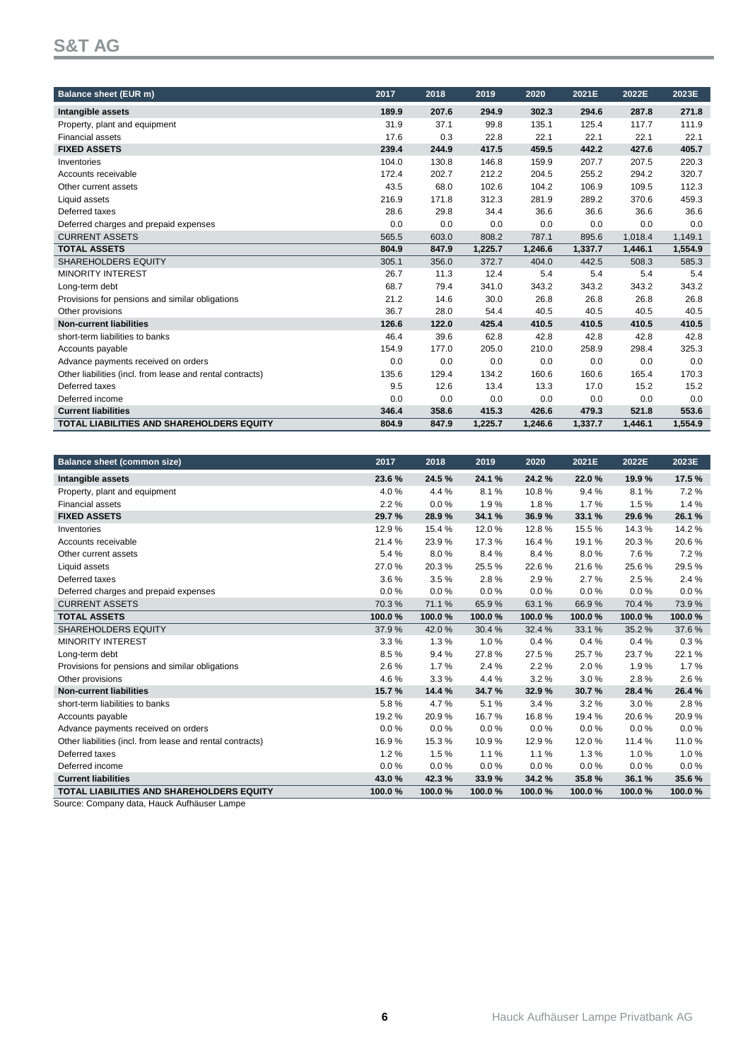# S&T AG

| Balance sheet (EUR m) | 2017 | 2018 | 2019 | 2020 | 2021E | 2022E | 2023E |
|---|---|---|---|---|---|---|---|
| **Intangible assets** | **189.9** | **207.6** | **294.9** | **302.3** | **294.6** | **287.8** | **271.8** |
| Property, plant and equipment | 31.9 | 37.1 | 99.8 | 135.1 | 125.4 | 117.7 | 111.9 |
| Financial assets | 17.6 | 0.3 | 22.8 | 22.1 | 22.1 | 22.1 | 22.1 |
| **FIXED ASSETS** | **239.4** | **244.9** | **417.5** | **459.5** | **442.2** | **427.6** | **405.7** |
| Inventories | 104.0 | 130.8 | 146.8 | 159.9 | 207.7 | 207.5 | 220.3 |
| Accounts receivable | 172.4 | 202.7 | 212.2 | 204.5 | 255.2 | 294.2 | 320.7 |
| Other current assets | 43.5 | 68.0 | 102.6 | 104.2 | 106.9 | 109.5 | 112.3 |
| Liquid assets | 216.9 | 171.8 | 312.3 | 281.9 | 289.2 | 370.6 | 459.3 |
| Deferred taxes | 28.6 | 29.8 | 34.4 | 36.6 | 36.6 | 36.6 | 36.6 |
| Deferred charges and prepaid expenses | 0.0 | 0.0 | 0.0 | 0.0 | 0.0 | 0.0 | 0.0 |
| CURRENT ASSETS | 565.5 | 603.0 | 808.2 | 787.1 | 895.6 | 1,018.4 | 1,149.1 |
| **TOTAL ASSETS** | **804.9** | **847.9** | **1,225.7** | **1,246.6** | **1,337.7** | **1,446.1** | **1,554.9** |
| SHAREHOLDERS EQUITY | 305.1 | 356.0 | 372.7 | 404.0 | 442.5 | 508.3 | 585.3 |
| MINORITY INTEREST | 26.7 | 11.3 | 12.4 | 5.4 | 5.4 | 5.4 | 5.4 |
| Long-term debt | 68.7 | 79.4 | 341.0 | 343.2 | 343.2 | 343.2 | 343.2 |
| Provisions for pensions and similar obligations | 21.2 | 14.6 | 30.0 | 26.8 | 26.8 | 26.8 | 26.8 |
| Other provisions | 36.7 | 28.0 | 54.4 | 40.5 | 40.5 | 40.5 | 40.5 |
| **Non-current liabilities** | **126.6** | **122.0** | **425.4** | **410.5** | **410.5** | **410.5** | **410.5** |
| short-term liabilities to banks | 46.4 | 39.6 | 62.8 | 42.8 | 42.8 | 42.8 | 42.8 |
| Accounts payable | 154.9 | 177.0 | 205.0 | 210.0 | 258.9 | 298.4 | 325.3 |
| Advance payments received on orders | 0.0 | 0.0 | 0.0 | 0.0 | 0.0 | 0.0 | 0.0 |
| Other liabilities (incl. from lease and rental contracts) | 135.6 | 129.4 | 134.2 | 160.6 | 160.6 | 165.4 | 170.3 |
| Deferred taxes | 9.5 | 12.6 | 13.4 | 13.3 | 17.0 | 15.2 | 15.2 |
| Deferred income | 0.0 | 0.0 | 0.0 | 0.0 | 0.0 | 0.0 | 0.0 |
| **Current liabilities** | **346.4** | **358.6** | **415.3** | **426.6** | **479.3** | **521.8** | **553.6** |
| **TOTAL LIABILITIES AND SHAREHOLDERS EQUITY** | **804.9** | **847.9** | **1,225.7** | **1,246.6** | **1,337.7** | **1,446.1** | **1,554.9** |

| Balance sheet (common size) | 2017 | 2018 | 2019 | 2020 | 2021E | 2022E | 2023E |
|---|---|---|---|---|---|---|---|
| **Intangible assets** | **23.6 %** | **24.5 %** | **24.1 %** | **24.2 %** | **22.0 %** | **19.9 %** | **17.5 %** |
| Property, plant and equipment | 4.0 % | 4.4 % | 8.1 % | 10.8 % | 9.4 % | 8.1 % | 7.2 % |
| Financial assets | 2.2 % | 0.0 % | 1.9 % | 1.8 % | 1.7 % | 1.5 % | 1.4 % |
| **FIXED ASSETS** | **29.7 %** | **28.9 %** | **34.1 %** | **36.9 %** | **33.1 %** | **29.6 %** | **26.1 %** |
| Inventories | 12.9 % | 15.4 % | 12.0 % | 12.8 % | 15.5 % | 14.3 % | 14.2 % |
| Accounts receivable | 21.4 % | 23.9 % | 17.3 % | 16.4 % | 19.1 % | 20.3 % | 20.6 % |
| Other current assets | 5.4 % | 8.0 % | 8.4 % | 8.4 % | 8.0 % | 7.6 % | 7.2 % |
| Liquid assets | 27.0 % | 20.3 % | 25.5 % | 22.6 % | 21.6 % | 25.6 % | 29.5 % |
| Deferred taxes | 3.6 % | 3.5 % | 2.8 % | 2.9 % | 2.7 % | 2.5 % | 2.4 % |
| Deferred charges and prepaid expenses | 0.0 % | 0.0 % | 0.0 % | 0.0 % | 0.0 % | 0.0 % | 0.0 % |
| CURRENT ASSETS | 70.3 % | 71.1 % | 65.9 % | 63.1 % | 66.9 % | 70.4 % | 73.9 % |
| **TOTAL ASSETS** | **100.0 %** | **100.0 %** | **100.0 %** | **100.0 %** | **100.0 %** | **100.0 %** | **100.0 %** |
| SHAREHOLDERS EQUITY | 37.9 % | 42.0 % | 30.4 % | 32.4 % | 33.1 % | 35.2 % | 37.6 % |
| MINORITY INTEREST | 3.3 % | 1.3 % | 1.0 % | 0.4 % | 0.4 % | 0.4 % | 0.3 % |
| Long-term debt | 8.5 % | 9.4 % | 27.8 % | 27.5 % | 25.7 % | 23.7 % | 22.1 % |
| Provisions for pensions and similar obligations | 2.6 % | 1.7 % | 2.4 % | 2.2 % | 2.0 % | 1.9 % | 1.7 % |
| Other provisions | 4.6 % | 3.3 % | 4.4 % | 3.2 % | 3.0 % | 2.8 % | 2.6 % |
| **Non-current liabilities** | **15.7 %** | **14.4 %** | **34.7 %** | **32.9 %** | **30.7 %** | **28.4 %** | **26.4 %** |
| short-term liabilities to banks | 5.8 % | 4.7 % | 5.1 % | 3.4 % | 3.2 % | 3.0 % | 2.8 % |
| Accounts payable | 19.2 % | 20.9 % | 16.7 % | 16.8 % | 19.4 % | 20.6 % | 20.9 % |
| Advance payments received on orders | 0.0 % | 0.0 % | 0.0 % | 0.0 % | 0.0 % | 0.0 % | 0.0 % |
| Other liabilities (incl. from lease and rental contracts) | 16.9 % | 15.3 % | 10.9 % | 12.9 % | 12.0 % | 11.4 % | 11.0 % |
| Deferred taxes | 1.2 % | 1.5 % | 1.1 % | 1.1 % | 1.3 % | 1.0 % | 1.0 % |
| Deferred income | 0.0 % | 0.0 % | 0.0 % | 0.0 % | 0.0 % | 0.0 % | 0.0 % |
| **Current liabilities** | **43.0 %** | **42.3 %** | **33.9 %** | **34.2 %** | **35.8 %** | **36.1 %** | **35.6 %** |
| **TOTAL LIABILITIES AND SHAREHOLDERS EQUITY** | **100.0 %** | **100.0 %** | **100.0 %** | **100.0 %** | **100.0 %** | **100.0 %** | **100.0 %** |

Source: Company data, Hauck Aufhäuser Lampe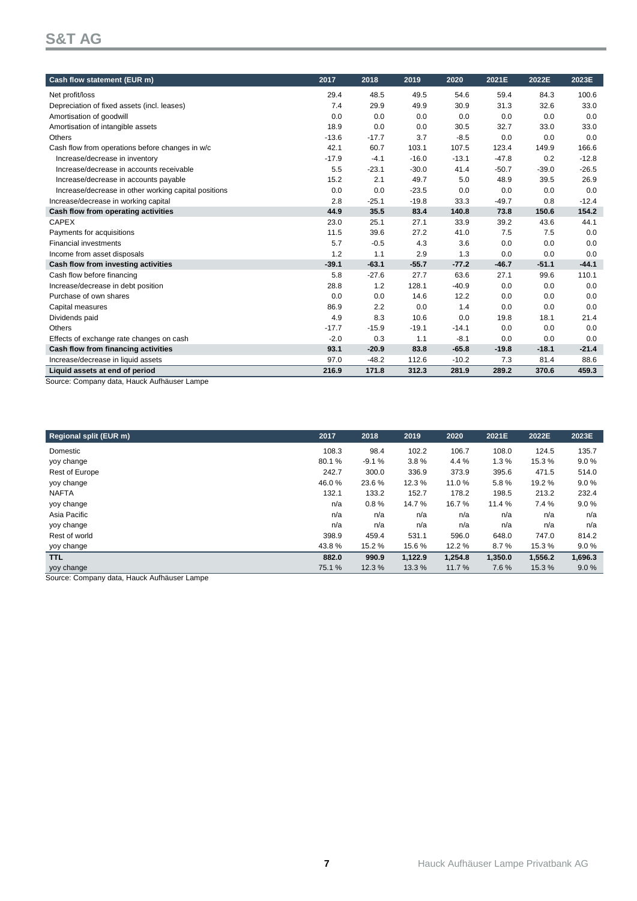| Cash flow statement (EUR m) | 2017 | 2018 | 2019 | 2020 | 2021E | 2022E | 2023E |
|---|---|---|---|---|---|---|---|
| Net profit/loss | 29.4 | 48.5 | 49.5 | 54.6 | 59.4 | 84.3 | 100.6 |
| Depreciation of fixed assets (incl. leases) | 7.4 | 29.9 | 49.9 | 30.9 | 31.3 | 32.6 | 33.0 |
| Amortisation of goodwill | 0.0 | 0.0 | 0.0 | 0.0 | 0.0 | 0.0 | 0.0 |
| Amortisation of intangible assets | 18.9 | 0.0 | 0.0 | 30.5 | 32.7 | 33.0 | 33.0 |
| Others | -13.6 | -17.7 | 3.7 | -8.5 | 0.0 | 0.0 | 0.0 |
| Cash flow from operations before changes in w/c | 42.1 | 60.7 | 103.1 | 107.5 | 123.4 | 149.9 | 166.6 |
| Increase/decrease in inventory | -17.9 | -4.1 | -16.0 | -13.1 | -47.8 | 0.2 | -12.8 |
| Increase/decrease in accounts receivable | 5.5 | -23.1 | -30.0 | 41.4 | -50.7 | -39.0 | -26.5 |
| Increase/decrease in accounts payable | 15.2 | 2.1 | 49.7 | 5.0 | 48.9 | 39.5 | 26.9 |
| Increase/decrease in other working capital positions | 0.0 | 0.0 | -23.5 | 0.0 | 0.0 | 0.0 | 0.0 |
| Increase/decrease in working capital | 2.8 | -25.1 | -19.8 | 33.3 | -49.7 | 0.8 | -12.4 |
| **Cash flow from operating activities** | **44.9** | **35.5** | **83.4** | **140.8** | **73.8** | **150.6** | **154.2** |
| CAPEX | 23.0 | 25.1 | 27.1 | 33.9 | 39.2 | 43.6 | 44.1 |
| Payments for acquisitions | 11.5 | 39.6 | 27.2 | 41.0 | 7.5 | 7.5 | 0.0 |
| Financial investments | 5.7 | -0.5 | 4.3 | 3.6 | 0.0 | 0.0 | 0.0 |
| Income from asset disposals | 1.2 | 1.1 | 2.9 | 1.3 | 0.0 | 0.0 | 0.0 |
| **Cash flow from investing activities** | **-39.1** | **-63.1** | **-55.7** | **-77.2** | **-46.7** | **-51.1** | **-44.1** |
| Cash flow before financing | 5.8 | -27.6 | 27.7 | 63.6 | 27.1 | 99.6 | 110.1 |
| Increase/decrease in debt position | 28.8 | 1.2 | 128.1 | -40.9 | 0.0 | 0.0 | 0.0 |
| Purchase of own shares | 0.0 | 0.0 | 14.6 | 12.2 | 0.0 | 0.0 | 0.0 |
| Capital measures | 86.9 | 2.2 | 0.0 | 1.4 | 0.0 | 0.0 | 0.0 |
| Dividends paid | 4.9 | 8.3 | 10.6 | 0.0 | 19.8 | 18.1 | 21.4 |
| Others | -17.7 | -15.9 | -19.1 | -14.1 | 0.0 | 0.0 | 0.0 |
| Effects of exchange rate changes on cash | -2.0 | 0.3 | 1.1 | -8.1 | 0.0 | 0.0 | 0.0 |
| **Cash flow from financing activities** | **93.1** | **-20.9** | **83.8** | **-65.8** | **-19.8** | **-18.1** | **-21.4** |
| Increase/decrease in liquid assets | 97.0 | -48.2 | 112.6 | -10.2 | 7.3 | 81.4 | 88.6 |
| **Liquid assets at end of period** | **216.9** | **171.8** | **312.3** | **281.9** | **289.2** | **370.6** | **459.3** |

Source: Company data, Hauck Aufhäuser Lampe

| Regional split (EUR m) | 2017 | 2018 | 2019 | 2020 | 2021E | 2022E | 2023E |
|---|---|---|---|---|---|---|---|
| Domestic | 108.3 | 98.4 | 102.2 | 106.7 | 108.0 | 124.5 | 135.7 |
| yoy change | 80.1 % | -9.1 % | 3.8 % | 4.4 % | 1.3 % | 15.3 % | 9.0 % |
| Rest of Europe | 242.7 | 300.0 | 336.9 | 373.9 | 395.6 | 471.5 | 514.0 |
| yoy change | 46.0 % | 23.6 % | 12.3 % | 11.0 % | 5.8 % | 19.2 % | 9.0 % |
| NAFTA | 132.1 | 133.2 | 152.7 | 178.2 | 198.5 | 213.2 | 232.4 |
| yoy change | n/a | 0.8 % | 14.7 % | 16.7 % | 11.4 % | 7.4 % | 9.0 % |
| Asia Pacific | n/a | n/a | n/a | n/a | n/a | n/a | n/a |
| yoy change | n/a | n/a | n/a | n/a | n/a | n/a | n/a |
| Rest of world | 398.9 | 459.4 | 531.1 | 596.0 | 648.0 | 747.0 | 814.2 |
| yoy change | 43.8 % | 15.2 % | 15.6 % | 12.2 % | 8.7 % | 15.3 % | 9.0 % |
| **TTL** | **882.0** | **990.9** | **1,122.9** | **1,254.8** | **1,350.0** | **1,556.2** | **1,696.3** |
| yoy change | 75.1 % | 12.3 % | 13.3 % | 11.7 % | 7.6 % | 15.3 % | 9.0 % |

Source: Company data, Hauck Aufhäuser Lampe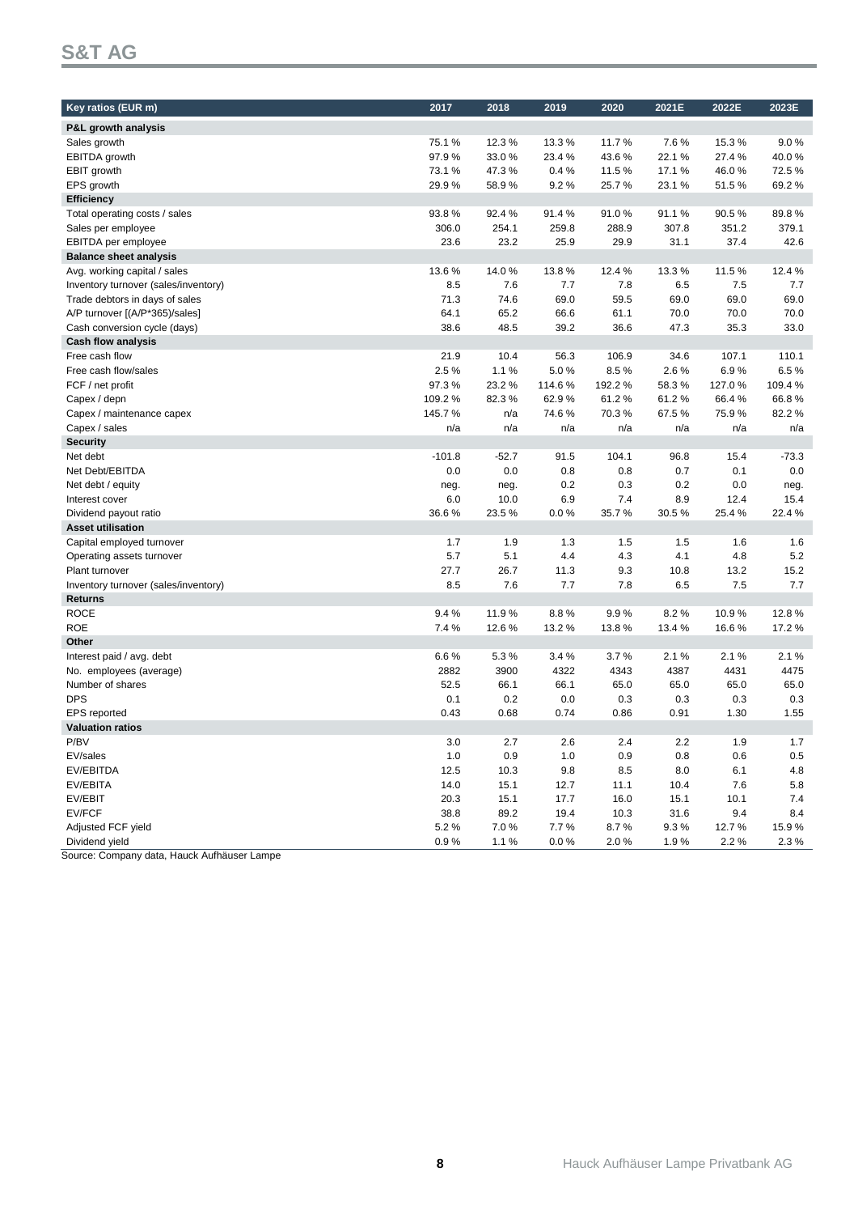## S&T AG

| Key ratios (EUR m) | 2017 | 2018 | 2019 | 2020 | 2021E | 2022E | 2023E |
|---|---|---|---|---|---|---|---|
| **P&L growth analysis** | | | | | | | |
| Sales growth | 75.1 % | 12.3 % | 13.3 % | 11.7 % | 7.6 % | 15.3 % | 9.0 % |
| EBITDA growth | 97.9 % | 33.0 % | 23.4 % | 43.6 % | 22.1 % | 27.4 % | 40.0 % |
| EBIT growth | 73.1 % | 47.3 % | 0.4 % | 11.5 % | 17.1 % | 46.0 % | 72.5 % |
| EPS growth | 29.9 % | 58.9 % | 9.2 % | 25.7 % | 23.1 % | 51.5 % | 69.2 % |
| **Efficiency** | | | | | | | |
| Total operating costs / sales | 93.8 % | 92.4 % | 91.4 % | 91.0 % | 91.1 % | 90.5 % | 89.8 % |
| Sales per employee | 306.0 | 254.1 | 259.8 | 288.9 | 307.8 | 351.2 | 379.1 |
| EBITDA per employee | 23.6 | 23.2 | 25.9 | 29.9 | 31.1 | 37.4 | 42.6 |
| **Balance sheet analysis** | | | | | | | |
| Avg. working capital / sales | 13.6 % | 14.0 % | 13.8 % | 12.4 % | 13.3 % | 11.5 % | 12.4 % |
| Inventory turnover (sales/inventory) | 8.5 | 7.6 | 7.7 | 7.8 | 6.5 | 7.5 | 7.7 |
| Trade debtors in days of sales | 71.3 | 74.6 | 69.0 | 59.5 | 69.0 | 69.0 | 69.0 |
| A/P turnover [(A/P*365)/sales] | 64.1 | 65.2 | 66.6 | 61.1 | 70.0 | 70.0 | 70.0 |
| Cash conversion cycle (days) | 38.6 | 48.5 | 39.2 | 36.6 | 47.3 | 35.3 | 33.0 |
| **Cash flow analysis** | | | | | | | |
| Free cash flow | 21.9 | 10.4 | 56.3 | 106.9 | 34.6 | 107.1 | 110.1 |
| Free cash flow/sales | 2.5 % | 1.1 % | 5.0 % | 8.5 % | 2.6 % | 6.9 % | 6.5 % |
| FCF / net profit | 97.3 % | 23.2 % | 114.6 % | 192.2 % | 58.3 % | 127.0 % | 109.4 % |
| Capex / depn | 109.2 % | 82.3 % | 62.9 % | 61.2 % | 61.2 % | 66.4 % | 66.8 % |
| Capex / maintenance capex | 145.7 % | n/a | 74.6 % | 70.3 % | 67.5 % | 75.9 % | 82.2 % |
| Capex / sales | n/a | n/a | n/a | n/a | n/a | n/a | n/a |
| **Security** | | | | | | | |
| Net debt | -101.8 | -52.7 | 91.5 | 104.1 | 96.8 | 15.4 | -73.3 |
| Net Debt/EBITDA | 0.0 | 0.0 | 0.8 | 0.8 | 0.7 | 0.1 | 0.0 |
| Net debt / equity | neg. | neg. | 0.2 | 0.3 | 0.2 | 0.0 | neg. |
| Interest cover | 6.0 | 10.0 | 6.9 | 7.4 | 8.9 | 12.4 | 15.4 |
| Dividend payout ratio | 36.6 % | 23.5 % | 0.0 % | 35.7 % | 30.5 % | 25.4 % | 22.4 % |
| **Asset utilisation** | | | | | | | |
| Capital employed turnover | 1.7 | 1.9 | 1.3 | 1.5 | 1.5 | 1.6 | 1.6 |
| Operating assets turnover | 5.7 | 5.1 | 4.4 | 4.3 | 4.1 | 4.8 | 5.2 |
| Plant turnover | 27.7 | 26.7 | 11.3 | 9.3 | 10.8 | 13.2 | 15.2 |
| Inventory turnover (sales/inventory) | 8.5 | 7.6 | 7.7 | 7.8 | 6.5 | 7.5 | 7.7 |
| **Returns** | | | | | | | |
| ROCE | 9.4 % | 11.9 % | 8.8 % | 9.9 % | 8.2 % | 10.9 % | 12.8 % |
| ROE | 7.4 % | 12.6 % | 13.2 % | 13.8 % | 13.4 % | 16.6 % | 17.2 % |
| **Other** | | | | | | | |
| Interest paid / avg. debt | 6.6 % | 5.3 % | 3.4 % | 3.7 % | 2.1 % | 2.1 % | 2.1 % |
| No. employees (average) | 2882 | 3900 | 4322 | 4343 | 4387 | 4431 | 4475 |
| Number of shares | 52.5 | 66.1 | 66.1 | 65.0 | 65.0 | 65.0 | 65.0 |
| DPS | 0.1 | 0.2 | 0.0 | 0.3 | 0.3 | 0.3 | 0.3 |
| EPS reported | 0.43 | 0.68 | 0.74 | 0.86 | 0.91 | 1.30 | 1.55 |
| **Valuation ratios** | | | | | | | |
| P/BV | 3.0 | 2.7 | 2.6 | 2.4 | 2.2 | 1.9 | 1.7 |
| EV/sales | 1.0 | 0.9 | 1.0 | 0.9 | 0.8 | 0.6 | 0.5 |
| EV/EBITDA | 12.5 | 10.3 | 9.8 | 8.5 | 8.0 | 6.1 | 4.8 |
| EV/EBITA | 14.0 | 15.1 | 12.7 | 11.1 | 10.4 | 7.6 | 5.8 |
| EV/EBIT | 20.3 | 15.1 | 17.7 | 16.0 | 15.1 | 10.1 | 7.4 |
| EV/FCF | 38.8 | 89.2 | 19.4 | 10.3 | 31.6 | 9.4 | 8.4 |
| Adjusted FCF yield | 5.2 % | 7.0 % | 7.7 % | 8.7 % | 9.3 % | 12.7 % | 15.9 % |
| Dividend yield | 0.9 % | 1.1 % | 0.0 % | 2.0 % | 1.9 % | 2.2 % | 2.3 % |

Source: Company data, Hauck Aufhäuser Lampe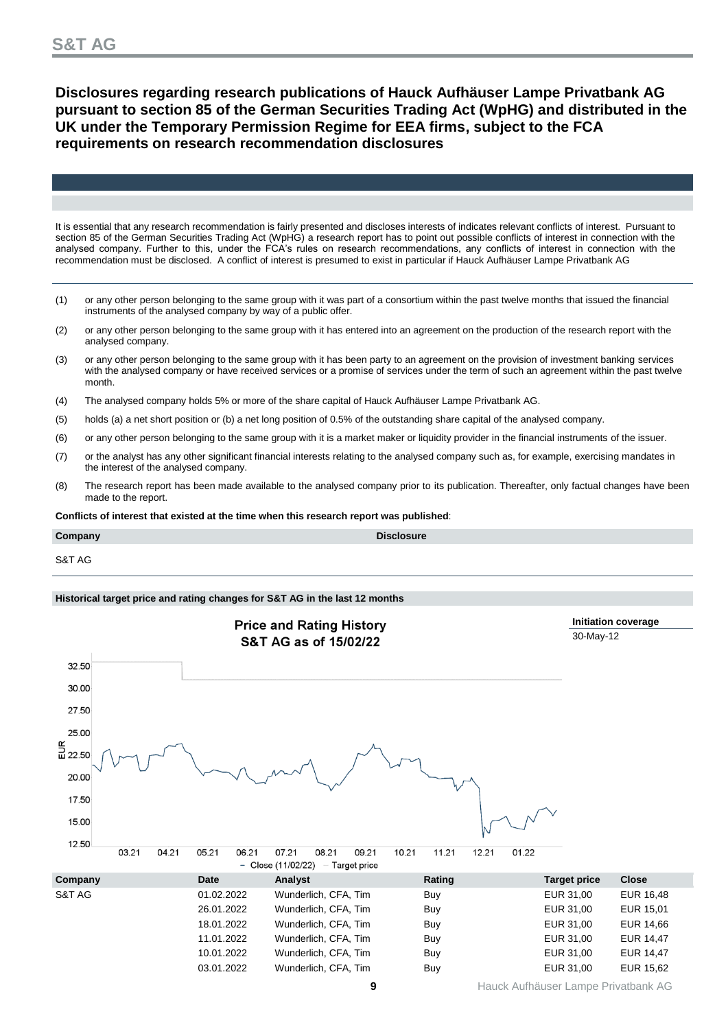## Disclosures regarding research publications of Hauck Aufhäuser Lampe Privatbank AG pursuant to section 85 of the German Securities Trading Act (WpHG) and distributed in the UK under the Temporary Permission Regime for EEA firms, subject to the FCA requirements on research recommendation disclosures

It is essential that any research recommendation is fairly presented and discloses interests of indicates relevant conflicts of interest. Pursuant to section 85 of the German Securities Trading Act (WpHG) a research report has to point out possible conflicts of interest in connection with the analysed company. Further to this, under the FCA's rules on research recommendations, any conflicts of interest in connection with the recommendation must be disclosed. A conflict of interest is presumed to exist in particular if Hauck Aufhäuser Lampe Privatbank AG

(1) or any other person belonging to the same group with it was part of a consortium within the past twelve months that issued the financial instruments of the analysed company by way of a public offer.

(2) or any other person belonging to the same group with it has entered into an agreement on the production of the research report with the analysed company.

(3) or any other person belonging to the same group with it has been party to an agreement on the provision of investment banking services with the analysed company or have received services or a promise of services under the term of such an agreement within the past twelve month.

(4) The analysed company holds 5% or more of the share capital of Hauck Aufhäuser Lampe Privatbank AG.

(5) holds (a) a net short position or (b) a net long position of 0.5% of the outstanding share capital of the analysed company.

(6) or any other person belonging to the same group with it is a market maker or liquidity provider in the financial instruments of the issuer.

(7) or the analyst has any other significant financial interests relating to the analysed company such as, for example, exercising mandates in the interest of the analysed company.

(8) The research report has been made available to the analysed company prior to its publication. Thereafter, only factual changes have been made to the report.

**Conflicts of interest that existed at the time when this research report was published**:

| Company | Disclosure |
|---|---|
| S&T AG | |

**Historical target price and rating changes for S&T AG in the last 12 months**

**Price and Rating History**
**S&T AG as of 15/02/22**

Initiation coverage: 30-May-12

| Company | Date | Analyst | Rating | Target price | Close |
|---|---|---|---|---|---|
| S&T AG | 01.02.2022 | Wunderlich, CFA, Tim | Buy | EUR 31,00 | EUR 16,48 |
| | 26.01.2022 | Wunderlich, CFA, Tim | Buy | EUR 31,00 | EUR 15,01 |
| | 18.01.2022 | Wunderlich, CFA, Tim | Buy | EUR 31,00 | EUR 14,66 |
| | 11.01.2022 | Wunderlich, CFA, Tim | Buy | EUR 31,00 | EUR 14,47 |
| | 10.01.2022 | Wunderlich, CFA, Tim | Buy | EUR 31,00 | EUR 14,47 |
| | 03.01.2022 | Wunderlich, CFA, Tim | Buy | EUR 31,00 | EUR 15,62 |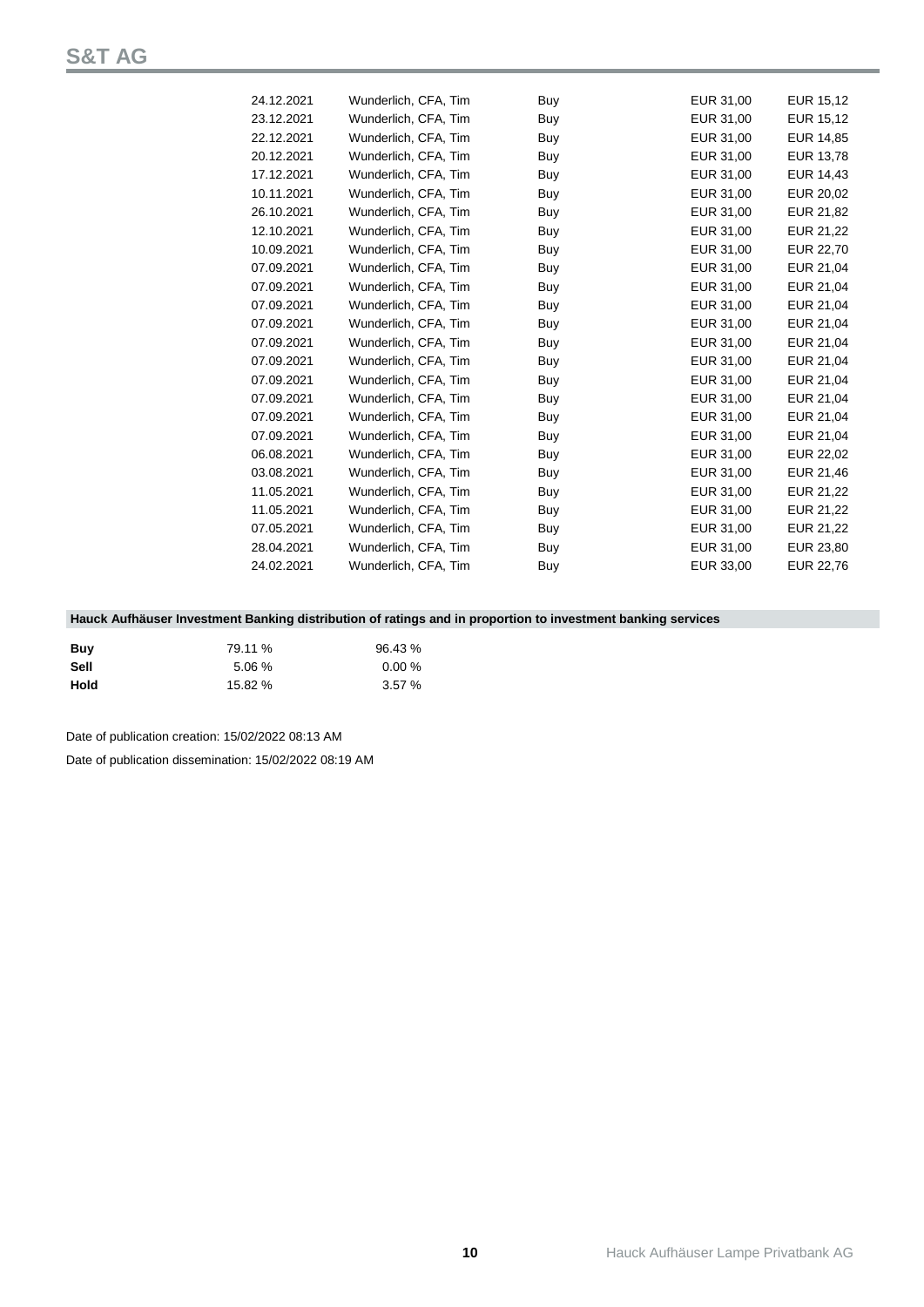| | | | | |
|---|---|---|---|---|
| 24.12.2021 | Wunderlich, CFA, Tim | Buy | EUR 31,00 | EUR 15,12 |
| 23.12.2021 | Wunderlich, CFA, Tim | Buy | EUR 31,00 | EUR 15,12 |
| 22.12.2021 | Wunderlich, CFA, Tim | Buy | EUR 31,00 | EUR 14,85 |
| 20.12.2021 | Wunderlich, CFA, Tim | Buy | EUR 31,00 | EUR 13,78 |
| 17.12.2021 | Wunderlich, CFA, Tim | Buy | EUR 31,00 | EUR 14,43 |
| 10.11.2021 | Wunderlich, CFA, Tim | Buy | EUR 31,00 | EUR 20,02 |
| 26.10.2021 | Wunderlich, CFA, Tim | Buy | EUR 31,00 | EUR 21,82 |
| 12.10.2021 | Wunderlich, CFA, Tim | Buy | EUR 31,00 | EUR 21,22 |
| 10.09.2021 | Wunderlich, CFA, Tim | Buy | EUR 31,00 | EUR 22,70 |
| 07.09.2021 | Wunderlich, CFA, Tim | Buy | EUR 31,00 | EUR 21,04 |
| 07.09.2021 | Wunderlich, CFA, Tim | Buy | EUR 31,00 | EUR 21,04 |
| 07.09.2021 | Wunderlich, CFA, Tim | Buy | EUR 31,00 | EUR 21,04 |
| 07.09.2021 | Wunderlich, CFA, Tim | Buy | EUR 31,00 | EUR 21,04 |
| 07.09.2021 | Wunderlich, CFA, Tim | Buy | EUR 31,00 | EUR 21,04 |
| 07.09.2021 | Wunderlich, CFA, Tim | Buy | EUR 31,00 | EUR 21,04 |
| 07.09.2021 | Wunderlich, CFA, Tim | Buy | EUR 31,00 | EUR 21,04 |
| 07.09.2021 | Wunderlich, CFA, Tim | Buy | EUR 31,00 | EUR 21,04 |
| 07.09.2021 | Wunderlich, CFA, Tim | Buy | EUR 31,00 | EUR 21,04 |
| 07.09.2021 | Wunderlich, CFA, Tim | Buy | EUR 31,00 | EUR 21,04 |
| 06.08.2021 | Wunderlich, CFA, Tim | Buy | EUR 31,00 | EUR 22,02 |
| 03.08.2021 | Wunderlich, CFA, Tim | Buy | EUR 31,00 | EUR 21,46 |
| 11.05.2021 | Wunderlich, CFA, Tim | Buy | EUR 31,00 | EUR 21,22 |
| 11.05.2021 | Wunderlich, CFA, Tim | Buy | EUR 31,00 | EUR 21,22 |
| 07.05.2021 | Wunderlich, CFA, Tim | Buy | EUR 31,00 | EUR 21,22 |
| 28.04.2021 | Wunderlich, CFA, Tim | Buy | EUR 31,00 | EUR 23,80 |
| 24.02.2021 | Wunderlich, CFA, Tim | Buy | EUR 33,00 | EUR 22,76 |

**Hauck Aufhäuser Investment Banking distribution of ratings and in proportion to investment banking services**

| | | |
|---|---|---|
| **Buy** | 79.11 % | 96.43 % |
| **Sell** | 5.06 % | 0.00 % |
| **Hold** | 15.82 % | 3.57 % |

Date of publication creation: 15/02/2022 08:13 AM

Date of publication dissemination: 15/02/2022 08:19 AM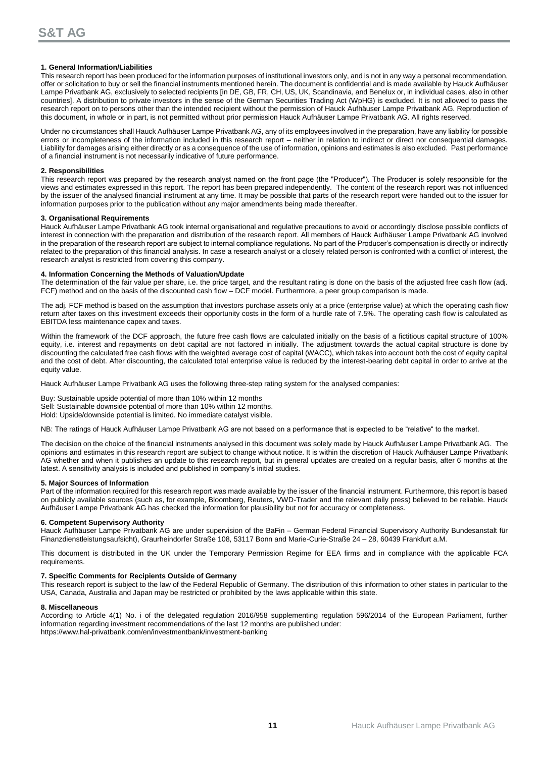### 1. General Information/Liabilities

This research report has been produced for the information purposes of institutional investors only, and is not in any way a personal recommendation, offer or solicitation to buy or sell the financial instruments mentioned herein. The document is confidential and is made available by Hauck Aufhäuser Lampe Privatbank AG, exclusively to selected recipients [in DE, GB, FR, CH, US, UK, Scandinavia, and Benelux or, in individual cases, also in other countries]. A distribution to private investors in the sense of the German Securities Trading Act (WpHG) is excluded. It is not allowed to pass the research report on to persons other than the intended recipient without the permission of Hauck Aufhäuser Lampe Privatbank AG. Reproduction of this document, in whole or in part, is not permitted without prior permission Hauck Aufhäuser Lampe Privatbank AG. All rights reserved.

Under no circumstances shall Hauck Aufhäuser Lampe Privatbank AG, any of its employees involved in the preparation, have any liability for possible errors or incompleteness of the information included in this research report – neither in relation to indirect or direct nor consequential damages. Liability for damages arising either directly or as a consequence of the use of information, opinions and estimates is also excluded. Past performance of a financial instrument is not necessarily indicative of future performance.

### 2. Responsibilities

This research report was prepared by the research analyst named on the front page (the "Producer"). The Producer is solely responsible for the views and estimates expressed in this report. The report has been prepared independently. The content of the research report was not influenced by the issuer of the analysed financial instrument at any time. It may be possible that parts of the research report were handed out to the issuer for information purposes prior to the publication without any major amendments being made thereafter.

### 3. Organisational Requirements

Hauck Aufhäuser Lampe Privatbank AG took internal organisational and regulative precautions to avoid or accordingly disclose possible conflicts of interest in connection with the preparation and distribution of the research report. All members of Hauck Aufhäuser Lampe Privatbank AG involved in the preparation of the research report are subject to internal compliance regulations. No part of the Producer's compensation is directly or indirectly related to the preparation of this financial analysis. In case a research analyst or a closely related person is confronted with a conflict of interest, the research analyst is restricted from covering this company.

### 4. Information Concerning the Methods of Valuation/Update

The determination of the fair value per share, i.e. the price target, and the resultant rating is done on the basis of the adjusted free cash flow (adj. FCF) method and on the basis of the discounted cash flow – DCF model. Furthermore, a peer group comparison is made.

The adj. FCF method is based on the assumption that investors purchase assets only at a price (enterprise value) at which the operating cash flow return after taxes on this investment exceeds their opportunity costs in the form of a hurdle rate of 7.5%. The operating cash flow is calculated as EBITDA less maintenance capex and taxes.

Within the framework of the DCF approach, the future free cash flows are calculated initially on the basis of a fictitious capital structure of 100% equity, i.e. interest and repayments on debt capital are not factored in initially. The adjustment towards the actual capital structure is done by discounting the calculated free cash flows with the weighted average cost of capital (WACC), which takes into account both the cost of equity capital and the cost of debt. After discounting, the calculated total enterprise value is reduced by the interest-bearing debt capital in order to arrive at the equity value.

Hauck Aufhäuser Lampe Privatbank AG uses the following three-step rating system for the analysed companies:

Buy: Sustainable upside potential of more than 10% within 12 months
Sell: Sustainable downside potential of more than 10% within 12 months.
Hold: Upside/downside potential is limited. No immediate catalyst visible.

NB: The ratings of Hauck Aufhäuser Lampe Privatbank AG are not based on a performance that is expected to be "relative" to the market.

The decision on the choice of the financial instruments analysed in this document was solely made by Hauck Aufhäuser Lampe Privatbank AG. The opinions and estimates in this research report are subject to change without notice. It is within the discretion of Hauck Aufhäuser Lampe Privatbank AG whether and when it publishes an update to this research report, but in general updates are created on a regular basis, after 6 months at the latest. A sensitivity analysis is included and published in company's initial studies.

### 5. Major Sources of Information

Part of the information required for this research report was made available by the issuer of the financial instrument. Furthermore, this report is based on publicly available sources (such as, for example, Bloomberg, Reuters, VWD-Trader and the relevant daily press) believed to be reliable. Hauck Aufhäuser Lampe Privatbank AG has checked the information for plausibility but not for accuracy or completeness.

### 6. Competent Supervisory Authority

Hauck Aufhäuser Lampe Privatbank AG are under supervision of the BaFin – German Federal Financial Supervisory Authority Bundesanstalt für Finanzdienstleistungsaufsicht), Graurheindorfer Straße 108, 53117 Bonn and Marie-Curie-Straße 24 – 28, 60439 Frankfurt a.M.

This document is distributed in the UK under the Temporary Permission Regime for EEA firms and in compliance with the applicable FCA requirements.

### 7. Specific Comments for Recipients Outside of Germany

This research report is subject to the law of the Federal Republic of Germany. The distribution of this information to other states in particular to the USA, Canada, Australia and Japan may be restricted or prohibited by the laws applicable within this state.

### 8. Miscellaneous

According to Article 4(1) No. i of the delegated regulation 2016/958 supplementing regulation 596/2014 of the European Parliament, further information regarding investment recommendations of the last 12 months are published under:
https://www.hal-privatbank.com/en/investmentbank/investment-banking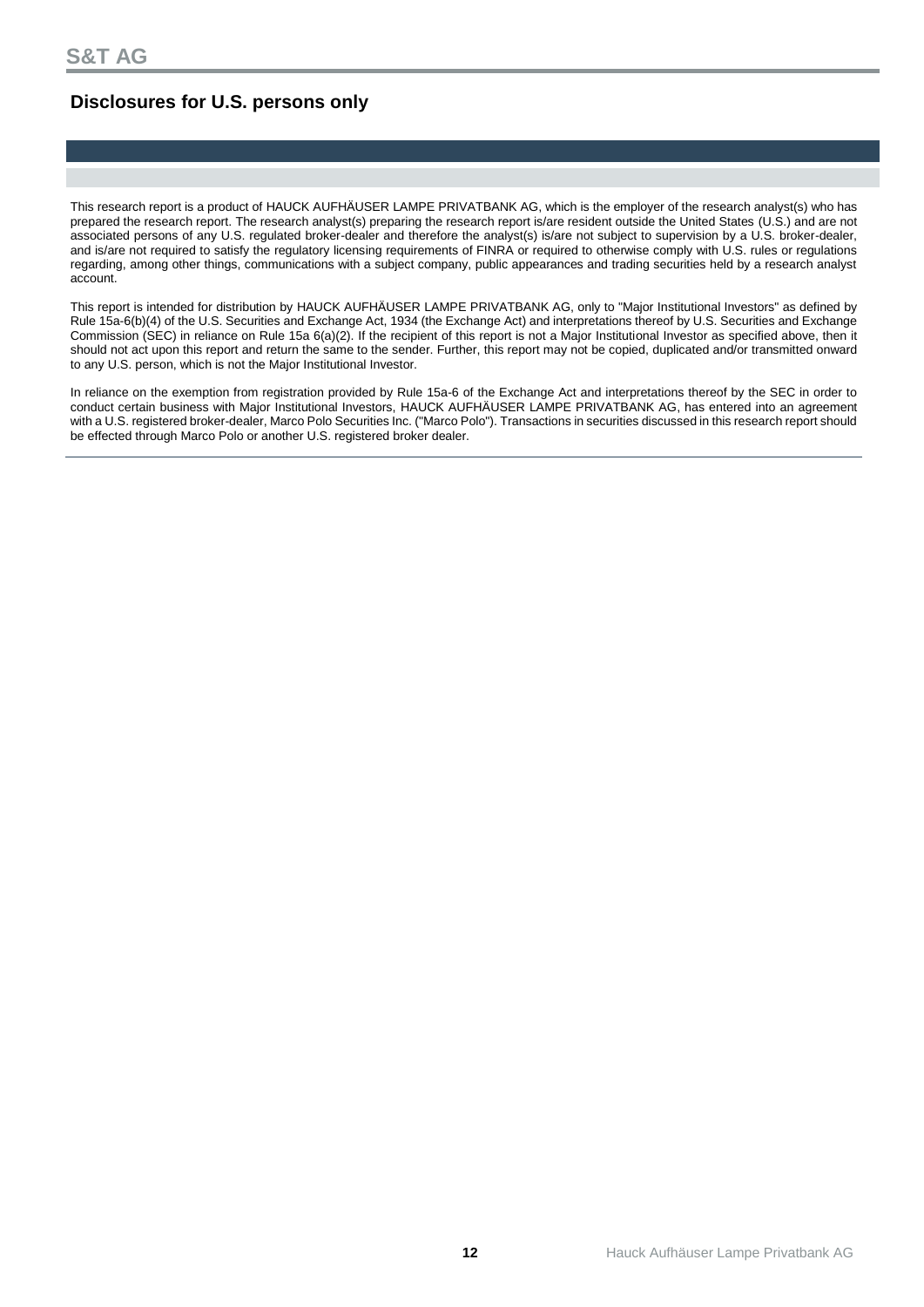## Disclosures for U.S. persons only

This research report is a product of HAUCK AUFHÄUSER LAMPE PRIVATBANK AG, which is the employer of the research analyst(s) who has prepared the research report. The research analyst(s) preparing the research report is/are resident outside the United States (U.S.) and are not associated persons of any U.S. regulated broker-dealer and therefore the analyst(s) is/are not subject to supervision by a U.S. broker-dealer, and is/are not required to satisfy the regulatory licensing requirements of FINRA or required to otherwise comply with U.S. rules or regulations regarding, among other things, communications with a subject company, public appearances and trading securities held by a research analyst account.

This report is intended for distribution by HAUCK AUFHÄUSER LAMPE PRIVATBANK AG, only to "Major Institutional Investors" as defined by Rule 15a-6(b)(4) of the U.S. Securities and Exchange Act, 1934 (the Exchange Act) and interpretations thereof by U.S. Securities and Exchange Commission (SEC) in reliance on Rule 15a 6(a)(2). If the recipient of this report is not a Major Institutional Investor as specified above, then it should not act upon this report and return the same to the sender. Further, this report may not be copied, duplicated and/or transmitted onward to any U.S. person, which is not the Major Institutional Investor.

In reliance on the exemption from registration provided by Rule 15a-6 of the Exchange Act and interpretations thereof by the SEC in order to conduct certain business with Major Institutional Investors, HAUCK AUFHÄUSER LAMPE PRIVATBANK AG, has entered into an agreement with a U.S. registered broker-dealer, Marco Polo Securities Inc. ("Marco Polo"). Transactions in securities discussed in this research report should be effected through Marco Polo or another U.S. registered broker dealer.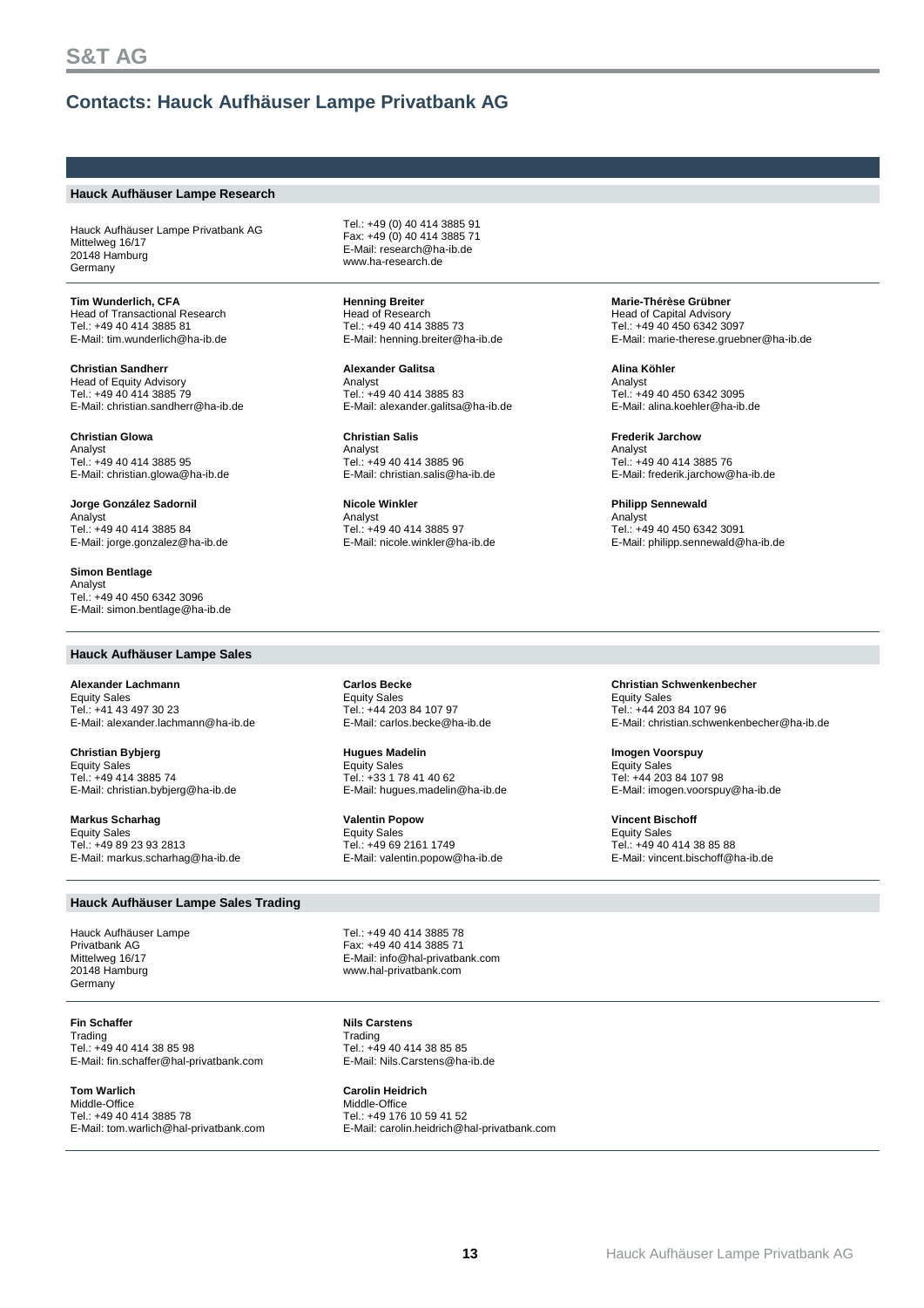# Contacts: Hauck Aufhäuser Lampe Privatbank AG

## Hauck Aufhäuser Lampe Research

Hauck Aufhäuser Lampe Privatbank AG
Mittelweg 16/17
20148 Hamburg
Germany

Tel.: +49 (0) 40 414 3885 91
Fax: +49 (0) 40 414 3885 71
E-Mail: research@ha-ib.de
www.ha-research.de

**Tim Wunderlich, CFA**
Head of Transactional Research
Tel.: +49 40 414 3885 81
E-Mail: tim.wunderlich@ha-ib.de

**Henning Breiter**
Head of Research
Tel.: +49 40 414 3885 73
E-Mail: henning.breiter@ha-ib.de

**Marie-Thérèse Grübner**
Head of Capital Advisory
Tel.: +49 40 450 6342 3097
E-Mail: marie-therese.gruebner@ha-ib.de

**Christian Sandherr**
Head of Equity Advisory
Tel.: +49 40 414 3885 79
E-Mail: christian.sandherr@ha-ib.de

**Alexander Galitsa**
Analyst
Tel.: +49 40 414 3885 83
E-Mail: alexander.galitsa@ha-ib.de

**Alina Köhler**
Analyst
Tel.: +49 40 450 6342 3095
E-Mail: alina.koehler@ha-ib.de

**Christian Glowa**
Analyst
Tel.: +49 40 414 3885 95
E-Mail: christian.glowa@ha-ib.de

**Christian Salis**
Analyst
Tel.: +49 40 414 3885 96
E-Mail: christian.salis@ha-ib.de

**Frederik Jarchow**
Analyst
Tel.: +49 40 414 3885 76
E-Mail: frederik.jarchow@ha-ib.de

**Jorge González Sadornil**
Analyst
Tel.: +49 40 414 3885 84
E-Mail: jorge.gonzalez@ha-ib.de

**Nicole Winkler**
Analyst
Tel.: +49 40 414 3885 97
E-Mail: nicole.winkler@ha-ib.de

**Philipp Sennewald**
Analyst
Tel.: +49 40 450 6342 3091
E-Mail: philipp.sennewald@ha-ib.de

**Simon Bentlage**
Analyst
Tel.: +49 40 450 6342 3096
E-Mail: simon.bentlage@ha-ib.de

## Hauck Aufhäuser Lampe Sales

**Alexander Lachmann**
Equity Sales
Tel.: +41 43 497 30 23
E-Mail: alexander.lachmann@ha-ib.de

**Carlos Becke**
Equity Sales
Tel.: +44 203 84 107 97
E-Mail: carlos.becke@ha-ib.de

**Christian Schwenkenbecher**
Equity Sales
Tel.: +44 203 84 107 96
E-Mail: christian.schwenkenbecher@ha-ib.de

**Christian Bybjerg**
Equity Sales
Tel.: +49 414 3885 74
E-Mail: christian.bybjerg@ha-ib.de

**Hugues Madelin**
Equity Sales
Tel.: +33 1 78 41 40 62
E-Mail: hugues.madelin@ha-ib.de

**Imogen Voorspuy**
Equity Sales
Tel: +44 203 84 107 98
E-Mail: imogen.voorspuy@ha-ib.de

**Markus Scharhag**
Equity Sales
Tel.: +49 89 23 93 2813
E-Mail: markus.scharhag@ha-ib.de

**Valentin Popow**
Equity Sales
Tel.: +49 69 2161 1749
E-Mail: valentin.popow@ha-ib.de

**Vincent Bischoff**
Equity Sales
Tel.: +49 40 414 38 85 88
E-Mail: vincent.bischoff@ha-ib.de

## Hauck Aufhäuser Lampe Sales Trading

Hauck Aufhäuser Lampe
Privatbank AG
Mittelweg 16/17
20148 Hamburg
Germany

Tel.: +49 40 414 3885 78
Fax: +49 40 414 3885 71
E-Mail: info@hal-privatbank.com
www.hal-privatbank.com

**Fin Schaffer**
Trading
Tel.: +49 40 414 38 85 98
E-Mail: fin.schaffer@hal-privatbank.com

**Nils Carstens**
Trading
Tel.: +49 40 414 38 85 85
E-Mail: Nils.Carstens@ha-ib.de

**Tom Warlich**
Middle-Office
Tel.: +49 40 414 3885 78
E-Mail: tom.warlich@hal-privatbank.com

**Carolin Heidrich**
Middle-Office
Tel.: +49 176 10 59 41 52
E-Mail: carolin.heidrich@hal-privatbank.com